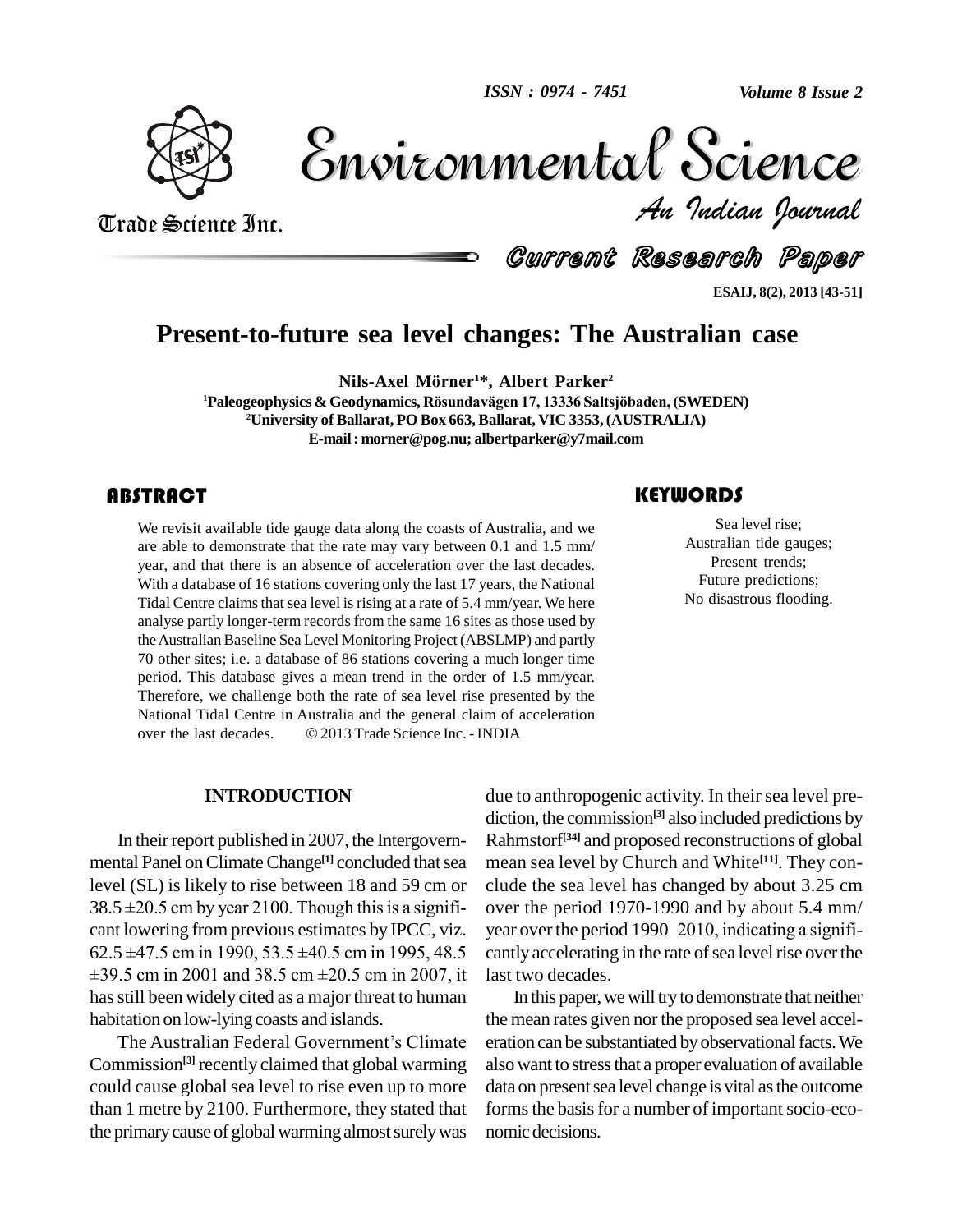# Present-to-future sea level changes: The Australian case

**Nils-Axel Mörner[1]*, Albert Parker[2]**

[1]Paleogeophysics & Geodynamics, Rösundavägen 17, 13336 Saltsjöbaden, (SWEDEN)
[2]University of Ballarat, PO Box 663, Ballarat, VIC 3353, (AUSTRALIA)
E-mail : morner@pog.nu; albertparker@y7mail.com

## ABSTRACT

We revisit available tide gauge data along the coasts of Australia, and we are able to demonstrate that the rate may vary between 0.1 and 1.5 mm/year, and that there is an absence of acceleration over the last decades. With a database of 16 stations covering only the last 17 years, the National Tidal Centre claims that sea level is rising at a rate of 5.4 mm/year. We here analyse partly longer-term records from the same 16 sites as those used by the Australian Baseline Sea Level Monitoring Project (ABSLMP) and partly 70 other sites; i.e. a database of 86 stations covering a much longer time period. This database gives a mean trend in the order of 1.5 mm/year. Therefore, we challenge both the rate of sea level rise presented by the National Tidal Centre in Australia and the general claim of acceleration over the last decades. © 2013 Trade Science Inc. - INDIA

## KEYWORDS

Sea level rise;
Australian tide gauges;
Present trends;
Future predictions;
No disastrous flooding.

## INTRODUCTION

In their report published in 2007, the Intergovernmental Panel on Climate Change[1] concluded that sea level (SL) is likely to rise between 18 and 59 cm or 38.5 ±20.5 cm by year 2100. Though this is a significant lowering from previous estimates by IPCC, viz. 62.5 ±47.5 cm in 1990, 53.5 ±40.5 cm in 1995, 48.5 ±39.5 cm in 2001 and 38.5 cm ±20.5 cm in 2007, it has still been widely cited as a major threat to human habitation on low-lying coasts and islands.

The Australian Federal Government's Climate Commission[3] recently claimed that global warming could cause global sea level to rise even up to more than 1 metre by 2100. Furthermore, they stated that the primary cause of global warming almost surely was due to anthropogenic activity. In their sea level prediction, the commission[3] also included predictions by Rahmstorf[34] and proposed reconstructions of global mean sea level by Church and White[11]. They conclude the sea level has changed by about 3.25 cm over the period 1970-1990 and by about 5.4 mm/year over the period 1990–2010, indicating a significantly accelerating in the rate of sea level rise over the last two decades.

In this paper, we will try to demonstrate that neither the mean rates given nor the proposed sea level acceleration can be substantiated by observational facts. We also want to stress that a proper evaluation of available data on present sea level change is vital as the outcome forms the basis for a number of important socio-economic decisions.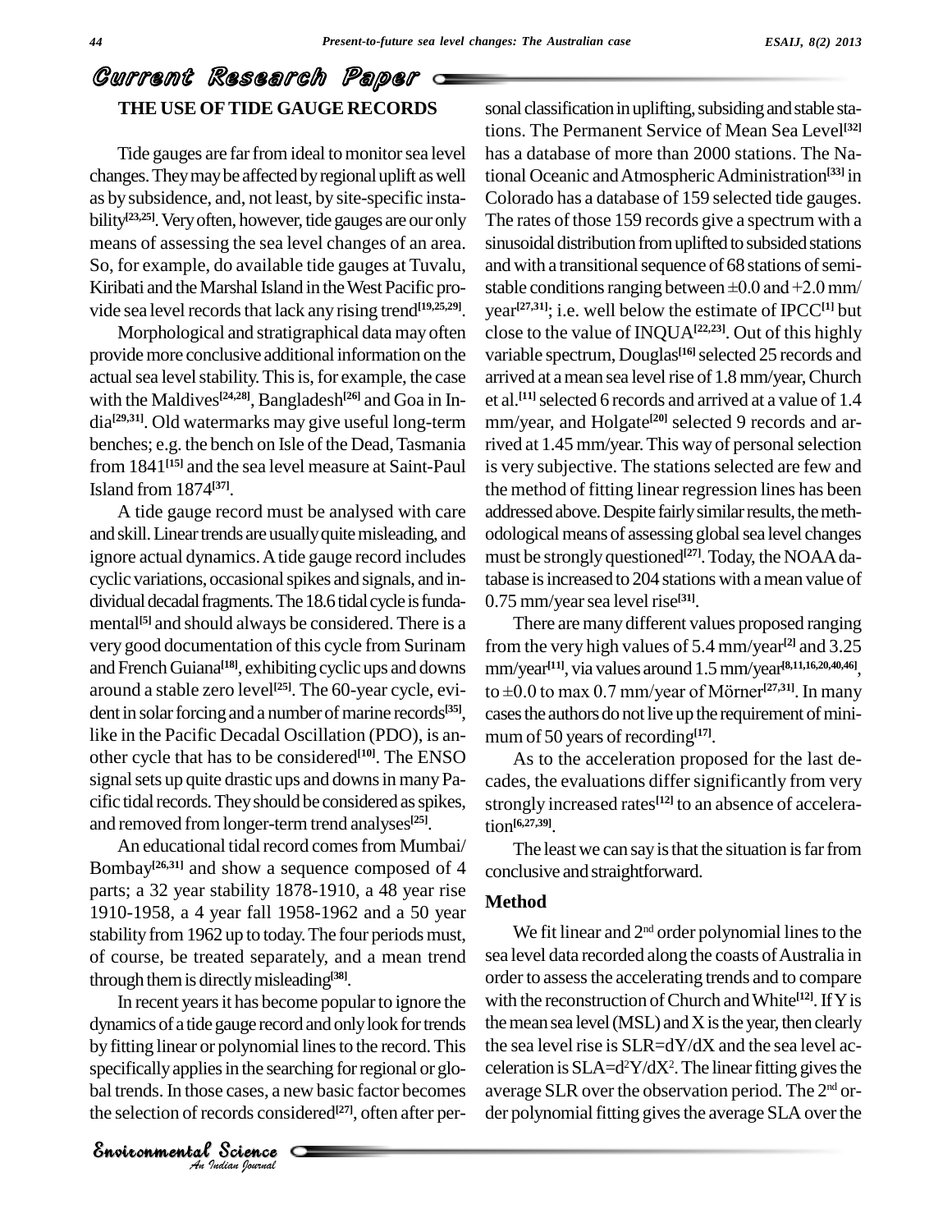## THE USE OF TIDE GAUGE RECORDS

Tide gauges are far from ideal to monitor sea level changes. They may be affected by regional uplift as well as by subsidence, and, not least, by site-specific instability[23,25]. Very often, however, tide gauges are our only means of assessing the sea level changes of an area. So, for example, do available tide gauges at Tuvalu, Kiribati and the Marshal Island in the West Pacific provide sea level records that lack any rising trend[19,25,29].

Morphological and stratigraphical data may often provide more conclusive additional information on the actual sea level stability. This is, for example, the case with the Maldives[24,28], Bangladesh[26] and Goa in India[29,31]. Old watermarks may give useful long-term benches; e.g. the bench on Isle of the Dead, Tasmania from 1841[15] and the sea level measure at Saint-Paul Island from 1874[37].

A tide gauge record must be analysed with care and skill. Linear trends are usually quite misleading, and ignore actual dynamics. A tide gauge record includes cyclic variations, occasional spikes and signals, and individual decadal fragments. The 18.6 tidal cycle is fundamental[5] and should always be considered. There is a very good documentation of this cycle from Surinam and French Guiana[18], exhibiting cyclic ups and downs around a stable zero level[25]. The 60-year cycle, evident in solar forcing and a number of marine records[35], like in the Pacific Decadal Oscillation (PDO), is another cycle that has to be considered[10]. The ENSO signal sets up quite drastic ups and downs in many Pacific tidal records. They should be considered as spikes, and removed from longer-term trend analyses[25].

An educational tidal record comes from Mumbai/Bombay[26,31] and show a sequence composed of 4 parts; a 32 year stability 1878-1910, a 48 year rise 1910-1958, a 4 year fall 1958-1962 and a 50 year stability from 1962 up to today. The four periods must, of course, be treated separately, and a mean trend through them is directly misleading[38].

In recent years it has become popular to ignore the dynamics of a tide gauge record and only look for trends by fitting linear or polynomial lines to the record. This specifically applies in the searching for regional or global trends. In those cases, a new basic factor becomes the selection of records considered[27], often after personal classification in uplifting, subsiding and stable stations. The Permanent Service of Mean Sea Level[32] has a database of more than 2000 stations. The National Oceanic and Atmospheric Administration[33] in Colorado has a database of 159 selected tide gauges. The rates of those 159 records give a spectrum with a sinusoidal distribution from uplifted to subsided stations and with a transitional sequence of 68 stations of semi-stable conditions ranging between ±0.0 and +2.0 mm/year[27,31]; i.e. well below the estimate of IPCC[1] but close to the value of INQUA[22,23]. Out of this highly variable spectrum, Douglas[16] selected 25 records and arrived at a mean sea level rise of 1.8 mm/year, Church et al.[11] selected 6 records and arrived at a value of 1.4 mm/year, and Holgate[20] selected 9 records and arrived at 1.45 mm/year. This way of personal selection is very subjective. The stations selected are few and the method of fitting linear regression lines has been addressed above. Despite fairly similar results, the methodological means of assessing global sea level changes must be strongly questioned[27]. Today, the NOAA database is increased to 204 stations with a mean value of 0.75 mm/year sea level rise[31].

There are many different values proposed ranging from the very high values of 5.4 mm/year[2] and 3.25 mm/year[11], via values around 1.5 mm/year[8,11,16,20,40,46], to ±0.0 to max 0.7 mm/year of Mörner[27,31]. In many cases the authors do not live up the requirement of minimum of 50 years of recording[17].

As to the acceleration proposed for the last decades, the evaluations differ significantly from very strongly increased rates[12] to an absence of acceleration[6,27,39].

The least we can say is that the situation is far from conclusive and straightforward.

## Method

We fit linear and 2nd order polynomial lines to the sea level data recorded along the coasts of Australia in order to assess the accelerating trends and to compare with the reconstruction of Church and White[12]. If Y is the mean sea level (MSL) and X is the year, then clearly the sea level rise is $SLR=dY/dX$ and the sea level acceleration is $SLA=d^2Y/dX^2$. The linear fitting gives the average SLR over the observation period. The 2nd order polynomial fitting gives the average SLA over the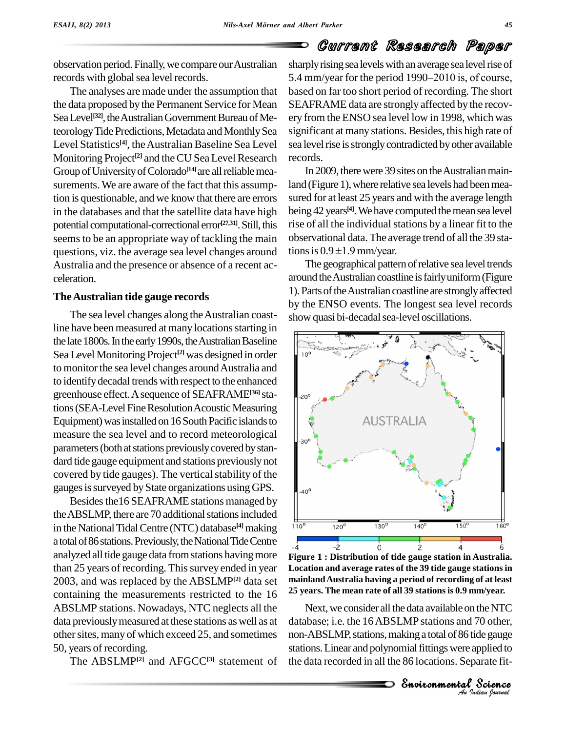observation period. Finally, we compare our Australian records with global sea level records.

The analyses are made under the assumption that the data proposed by the Permanent Service for Mean Sea Level[32], the Australian Government Bureau of Meteorology Tide Predictions, Metadata and Monthly Sea Level Statistics[4], the Australian Baseline Sea Level Monitoring Project[2] and the CU Sea Level Research Group of University of Colorado[14] are all reliable measurements. We are aware of the fact that this assumption is questionable, and we know that there are errors in the databases and that the satellite data have high potential computational-correctional error[27,31]. Still, this seems to be an appropriate way of tackling the main questions, viz. the average sea level changes around Australia and the presence or absence of a recent acceleration.

## The Australian tide gauge records

The sea level changes along the Australian coastline have been measured at many locations starting in the late 1800s. In the early 1990s, the Australian Baseline Sea Level Monitoring Project[2] was designed in order to monitor the sea level changes around Australia and to identify decadal trends with respect to the enhanced greenhouse effect. A sequence of SEAFRAME[36] stations (SEA-Level Fine Resolution Acoustic Measuring Equipment) was installed on 16 South Pacific islands to measure the sea level and to record meteorological parameters (both at stations previously covered by standard tide gauge equipment and stations previously not covered by tide gauges). The vertical stability of the gauges is surveyed by State organizations using GPS.

Besides the16 SEAFRAME stations managed by the ABSLMP, there are 70 additional stations included in the National Tidal Centre (NTC) database[4] making a total of 86 stations. Previously, the National Tide Centre analyzed all tide gauge data from stations having more than 25 years of recording. This survey ended in year 2003, and was replaced by the ABSLMP[2] data set containing the measurements restricted to the 16 ABSLMP stations. Nowadays, NTC neglects all the data previously measured at these stations as well as at other sites, many of which exceed 25, and sometimes 50, years of recording.

The ABSLMP[2] and AFGCC[3] statement of sharply rising sea levels with an average sea level rise of 5.4 mm/year for the period 1990–2010 is, of course, based on far too short period of recording. The short SEAFRAME data are strongly affected by the recovery from the ENSO sea level low in 1998, which was significant at many stations. Besides, this high rate of sea level rise is strongly contradicted by other available records.

In 2009, there were 39 sites on the Australian mainland (Figure 1), where relative sea levels had been measured for at least 25 years and with the average length being 42 years[4]. We have computed the mean sea level rise of all the individual stations by a linear fit to the observational data. The average trend of all the 39 stations is $0.9 \pm 1.9$ mm/year.

The geographical pattern of relative sea level trends around the Australian coastline is fairly uniform (Figure 1). Parts of the Australian coastline are strongly affected by the ENSO events. The longest sea level records show quasi bi-decadal sea-level oscillations.

**Figure 1 : Distribution of tide gauge station in Australia. Location and average rates of the 39 tide gauge stations in mainland Australia having a period of recording of at least 25 years. The mean rate of all 39 stations is 0.9 mm/year.**

Next, we consider all the data available on the NTC database; i.e. the 16 ABSLMP stations and 70 other, non-ABSLMP, stations, making a total of 86 tide gauge stations. Linear and polynomial fittings were applied to the data recorded in all the 86 locations. Separate fit-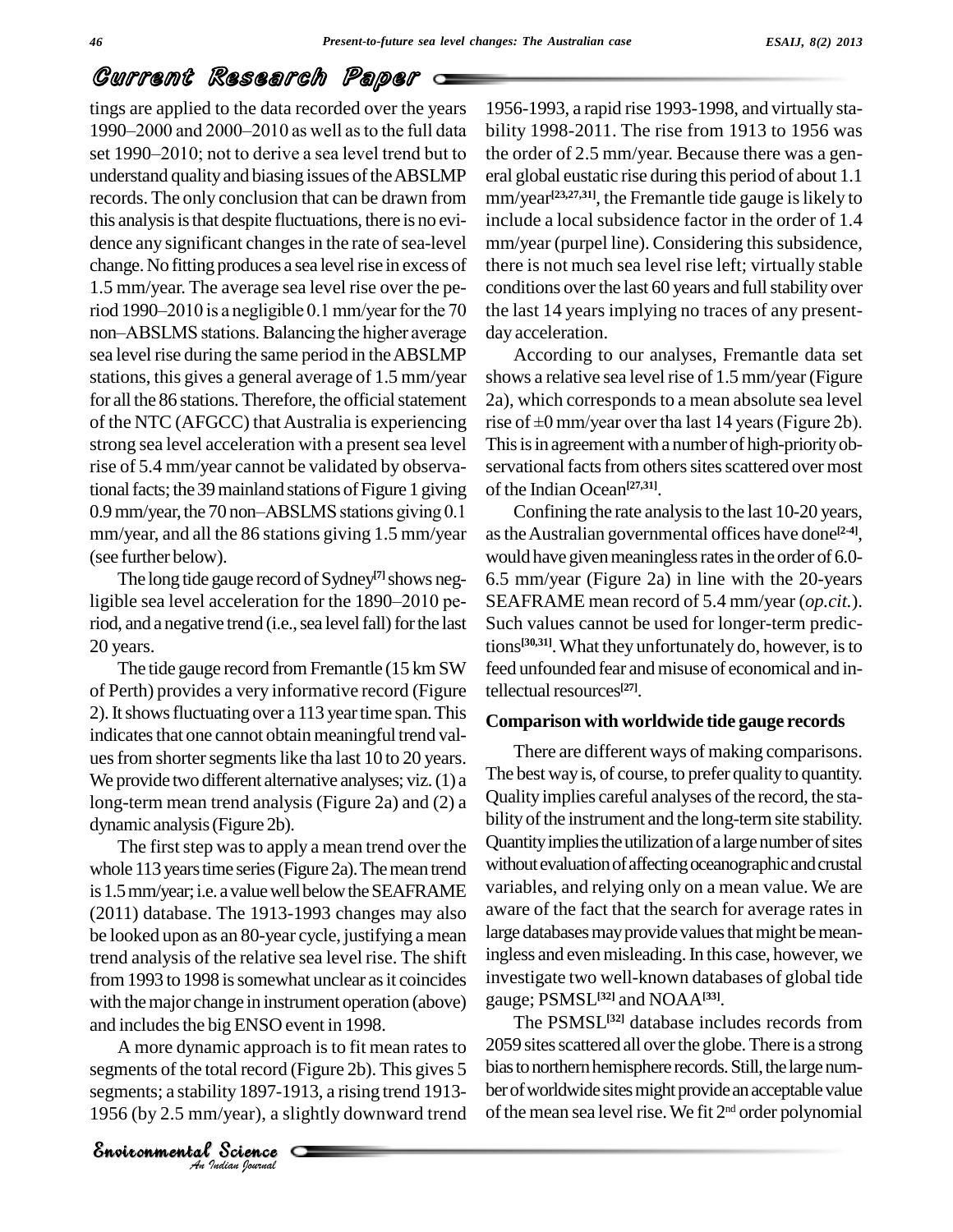tings are applied to the data recorded over the years 1990–2000 and 2000–2010 as well as to the full data set 1990–2010; not to derive a sea level trend but to understand quality and biasing issues of the ABSLMP records. The only conclusion that can be drawn from this analysis is that despite fluctuations, there is no evidence any significant changes in the rate of sea-level change. No fitting produces a sea level rise in excess of 1.5 mm/year. The average sea level rise over the period 1990–2010 is a negligible 0.1 mm/year for the 70 non–ABSLMS stations. Balancing the higher average sea level rise during the same period in the ABSLMP stations, this gives a general average of 1.5 mm/year for all the 86 stations. Therefore, the official statement of the NTC (AFGCC) that Australia is experiencing strong sea level acceleration with a present sea level rise of 5.4 mm/year cannot be validated by observational facts; the 39 mainland stations of Figure 1 giving 0.9 mm/year, the 70 non–ABSLMS stations giving 0.1 mm/year, and all the 86 stations giving 1.5 mm/year (see further below).

The long tide gauge record of Sydney[7] shows negligible sea level acceleration for the 1890–2010 period, and a negative trend (i.e., sea level fall) for the last 20 years.

The tide gauge record from Fremantle (15 km SW of Perth) provides a very informative record (Figure 2). It shows fluctuating over a 113 year time span. This indicates that one cannot obtain meaningful trend values from shorter segments like tha last 10 to 20 years. We provide two different alternative analyses; viz. (1) a long-term mean trend analysis (Figure 2a) and (2) a dynamic analysis (Figure 2b).

The first step was to apply a mean trend over the whole 113 years time series (Figure 2a). The mean trend is 1.5 mm/year; i.e. a value well below the SEAFRAME (2011) database. The 1913-1993 changes may also be looked upon as an 80-year cycle, justifying a mean trend analysis of the relative sea level rise. The shift from 1993 to 1998 is somewhat unclear as it coincides with the major change in instrument operation (above) and includes the big ENSO event in 1998.

A more dynamic approach is to fit mean rates to segments of the total record (Figure 2b). This gives 5 segments; a stability 1897-1913, a rising trend 1913-1956 (by 2.5 mm/year), a slightly downward trend 1956-1993, a rapid rise 1993-1998, and virtually stability 1998-2011. The rise from 1913 to 1956 was the order of 2.5 mm/year. Because there was a general global eustatic rise during this period of about 1.1 mm/year[23,27,31], the Fremantle tide gauge is likely to include a local subsidence factor in the order of 1.4 mm/year (purpel line). Considering this subsidence, there is not much sea level rise left; virtually stable conditions over the last 60 years and full stability over the last 14 years implying no traces of any present-day acceleration.

According to our analyses, Fremantle data set shows a relative sea level rise of 1.5 mm/year (Figure 2a), which corresponds to a mean absolute sea level rise of ±0 mm/year over tha last 14 years (Figure 2b). This is in agreement with a number of high-priority observational facts from others sites scattered over most of the Indian Ocean[27,31].

Confining the rate analysis to the last 10-20 years, as the Australian governmental offices have done[2-4], would have given meaningless rates in the order of 6.0-6.5 mm/year (Figure 2a) in line with the 20-years SEAFRAME mean record of 5.4 mm/year (*op.cit.*). Such values cannot be used for longer-term predictions[30,31]. What they unfortunately do, however, is to feed unfounded fear and misuse of economical and intellectual resources[27].

### Comparison with worldwide tide gauge records

There are different ways of making comparisons. The best way is, of course, to prefer quality to quantity. Quality implies careful analyses of the record, the stability of the instrument and the long-term site stability. Quantity implies the utilization of a large number of sites without evaluation of affecting oceanographic and crustal variables, and relying only on a mean value. We are aware of the fact that the search for average rates in large databases may provide values that might be meaningless and even misleading. In this case, however, we investigate two well-known databases of global tide gauge; PSMSL[32] and NOAA[33].

The PSMSL[32] database includes records from 2059 sites scattered all over the globe. There is a strong bias to northern hemisphere records. Still, the large number of worldwide sites might provide an acceptable value of the mean sea level rise. We fit 2nd order polynomial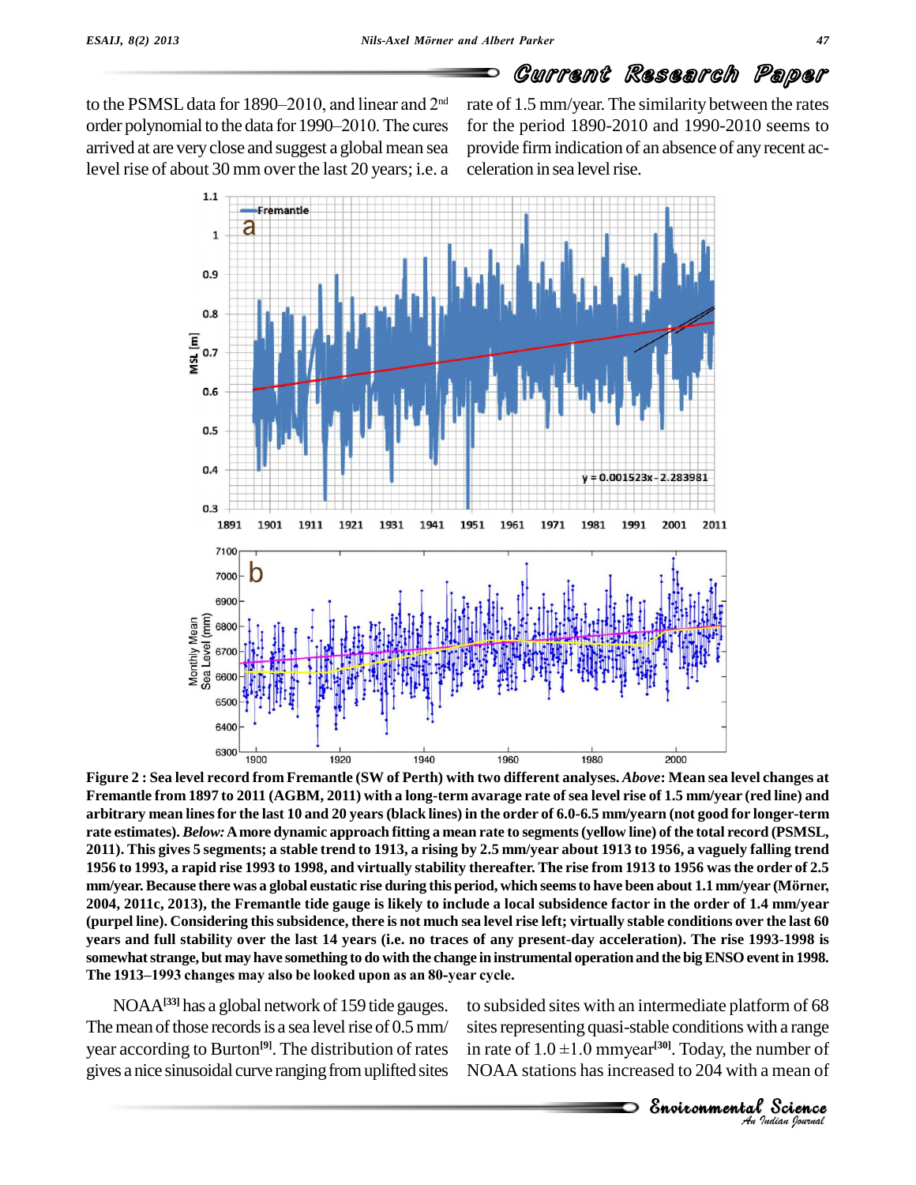to the PSMSL data for 1890–2010, and linear and 2nd order polynomial to the data for 1990–2010. The cures arrived at are very close and suggest a global mean sea level rise of about 30 mm over the last 20 years; i.e. a rate of 1.5 mm/year. The similarity between the rates for the period 1890-2010 and 1990-2010 seems to provide firm indication of an absence of any recent acceleration in sea level rise.

**Figure 2 : Sea level record from Fremantle (SW of Perth) with two different analyses.** ***Above*****: Mean sea level changes at Fremantle from 1897 to 2011 (AGBM, 2011) with a long-term avarage rate of sea level rise of 1.5 mm/year (red line) and arbitrary mean lines for the last 10 and 20 years (black lines) in the order of 6.0-6.5 mm/yearn (not good for longer-term rate estimates).** ***Below:*** **A more dynamic approach fitting a mean rate to segments (yellow line) of the total record (PSMSL, 2011). This gives 5 segments; a stable trend to 1913, a rising by 2.5 mm/year about 1913 to 1956, a vaguely falling trend 1956 to 1993, a rapid rise 1993 to 1998, and virtually stability thereafter. The rise from 1913 to 1956 was the order of 2.5 mm/year. Because there was a global eustatic rise during this period, which seems to have been about 1.1 mm/year (Mörner, 2004, 2011c, 2013), the Fremantle tide gauge is likely to include a local subsidence factor in the order of 1.4 mm/year (purpel line). Considering this subsidence, there is not much sea level rise left; virtually stable conditions over the last 60 years and full stability over the last 14 years (i.e. no traces of any present-day acceleration). The rise 1993-1998 is somewhat strange, but may have something to do with the change in instrumental operation and the big ENSO event in 1998. The 1913–1993 changes may also be looked upon as an 80-year cycle.**

NOAA[33] has a global network of 159 tide gauges. The mean of those records is a sea level rise of 0.5 mm/year according to Burton[9]. The distribution of rates gives a nice sinusoidal curve ranging from uplifted sites to subsided sites with an intermediate platform of 68 sites representing quasi-stable conditions with a range in rate of 1.0 ±1.0 mmyear[30]. Today, the number of NOAA stations has increased to 204 with a mean of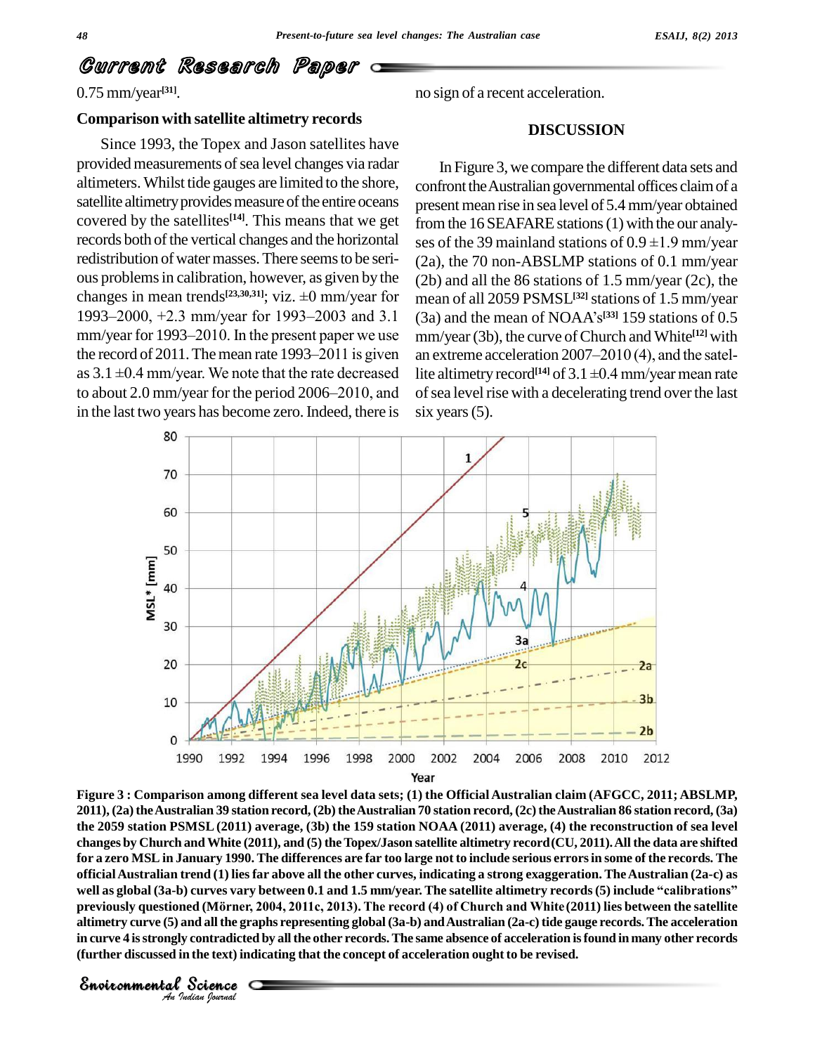0.75 mm/year[31].

### Comparison with satellite altimetry records

Since 1993, the Topex and Jason satellites have provided measurements of sea level changes via radar altimeters. Whilst tide gauges are limited to the shore, satellite altimetry provides measure of the entire oceans covered by the satellites[14]. This means that we get records both of the vertical changes and the horizontal redistribution of water masses. There seems to be serious problems in calibration, however, as given by the changes in mean trends[23,30,31]; viz. ±0 mm/year for 1993–2000, +2.3 mm/year for 1993–2003 and 3.1 mm/year for 1993–2010. In the present paper we use the record of 2011. The mean rate 1993–2011 is given as 3.1 ±0.4 mm/year. We note that the rate decreased to about 2.0 mm/year for the period 2006–2010, and in the last two years has become zero. Indeed, there is no sign of a recent acceleration.

## DISCUSSION

In Figure 3, we compare the different data sets and confront the Australian governmental offices claim of a present mean rise in sea level of 5.4 mm/year obtained from the 16 SEAFARE stations (1) with the our analyses of the 39 mainland stations of 0.9 ±1.9 mm/year (2a), the 70 non-ABSLMP stations of 0.1 mm/year (2b) and all the 86 stations of 1.5 mm/year (2c), the mean of all 2059 PSMSL[32] stations of 1.5 mm/year (3a) and the mean of NOAA's[33] 159 stations of 0.5 mm/year (3b), the curve of Church and White[12] with an extreme acceleration 2007–2010 (4), and the satellite altimetry record[14] of 3.1 ±0.4 mm/year mean rate of sea level rise with a decelerating trend over the last six years (5).

**Figure 3 : Comparison among different sea level data sets; (1) the Official Australian claim (AFGCC, 2011; ABSLMP, 2011), (2a) the Australian 39 station record, (2b) the Australian 70 station record, (2c) the Australian 86 station record, (3a) the 2059 station PSMSL (2011) average, (3b) the 159 station NOAA (2011) average, (4) the reconstruction of sea level changes by Church and White (2011), and (5) the Topex/Jason satellite altimetry record (CU, 2011). All the data are shifted for a zero MSL in January 1990. The differences are far too large not to include serious errors in some of the records. The official Australian trend (1) lies far above all the other curves, indicating a strong exaggeration. The Australian (2a-c) as well as global (3a-b) curves vary between 0.1 and 1.5 mm/year. The satellite altimetry records (5) include "calibrations" previously questioned (Mörner, 2004, 2011c, 2013). The record (4) of Church and White (2011) lies between the satellite altimetry curve (5) and all the graphs representing global (3a-b) and Australian (2a-c) tide gauge records. The acceleration in curve 4 is strongly contradicted by all the other records. The same absence of acceleration is found in many other records (further discussed in the text) indicating that the concept of acceleration ought to be revised.**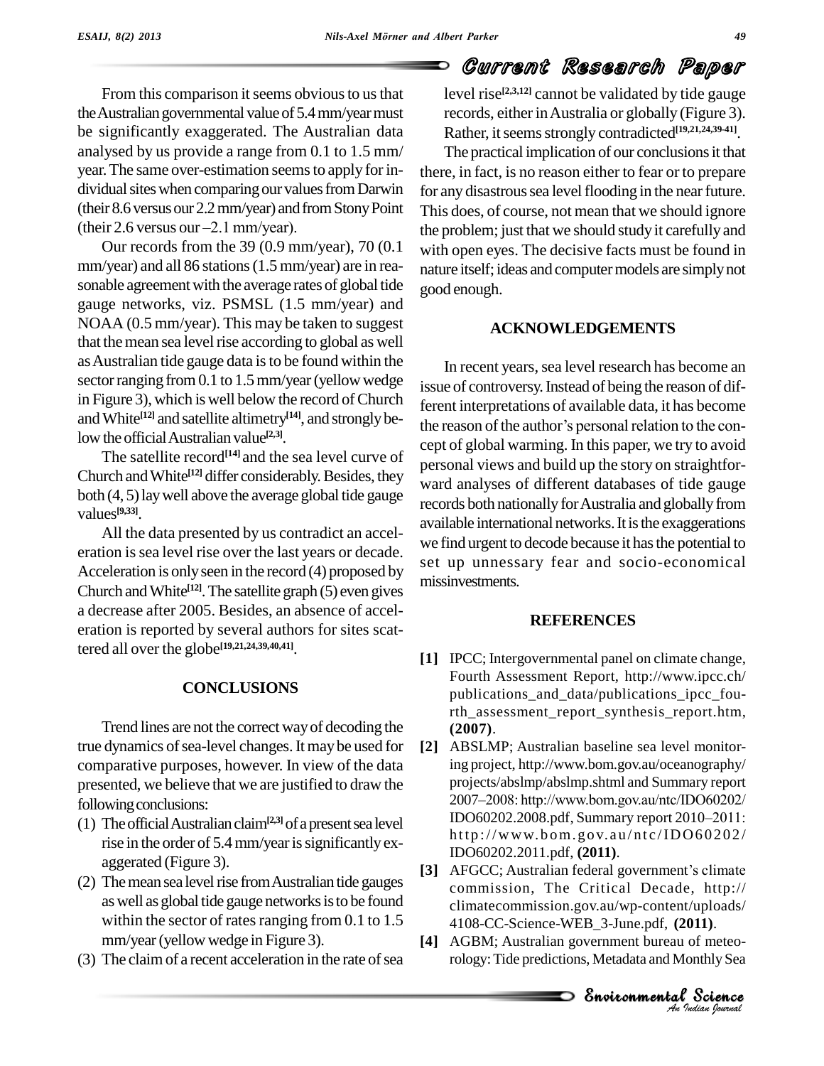From this comparison it seems obvious to us that the Australian governmental value of 5.4 mm/year must be significantly exaggerated. The Australian data analysed by us provide a range from 0.1 to 1.5 mm/year. The same over-estimation seems to apply for individual sites when comparing our values from Darwin (their 8.6 versus our 2.2 mm/year) and from Stony Point (their 2.6 versus our –2.1 mm/year).

Our records from the 39 (0.9 mm/year), 70 (0.1 mm/year) and all 86 stations (1.5 mm/year) are in reasonable agreement with the average rates of global tide gauge networks, viz. PSMSL (1.5 mm/year) and NOAA (0.5 mm/year). This may be taken to suggest that the mean sea level rise according to global as well as Australian tide gauge data is to be found within the sector ranging from 0.1 to 1.5 mm/year (yellow wedge in Figure 3), which is well below the record of Church and White[12] and satellite altimetry[14], and strongly below the official Australian value[2,3].

The satellite record[14] and the sea level curve of Church and White[12] differ considerably. Besides, they both (4, 5) lay well above the average global tide gauge values[9,33].

All the data presented by us contradict an acceleration is sea level rise over the last years or decade. Acceleration is only seen in the record (4) proposed by Church and White[12]. The satellite graph (5) even gives a decrease after 2005. Besides, an absence of acceleration is reported by several authors for sites scattered all over the globe[19,21,24,39,40,41].

## CONCLUSIONS

Trend lines are not the correct way of decoding the true dynamics of sea-level changes. It may be used for comparative purposes, however. In view of the data presented, we believe that we are justified to draw the following conclusions:

(1) The official Australian claim[2,3] of a present sea level rise in the order of 5.4 mm/year is significantly exaggerated (Figure 3).

(2) The mean sea level rise from Australian tide gauges as well as global tide gauge networks is to be found within the sector of rates ranging from 0.1 to 1.5 mm/year (yellow wedge in Figure 3).

(3) The claim of a recent acceleration in the rate of sea level rise[2,3,12] cannot be validated by tide gauge records, either in Australia or globally (Figure 3). Rather, it seems strongly contradicted[19,21,24,39-41].

The practical implication of our conclusions it that there, in fact, is no reason either to fear or to prepare for any disastrous sea level flooding in the near future. This does, of course, not mean that we should ignore the problem; just that we should study it carefully and with open eyes. The decisive facts must be found in nature itself; ideas and computer models are simply not good enough.

## ACKNOWLEDGEMENTS

In recent years, sea level research has become an issue of controversy. Instead of being the reason of different interpretations of available data, it has become the reason of the author's personal relation to the concept of global warming. In this paper, we try to avoid personal views and build up the story on straightforward analyses of different databases of tide gauge records both nationally for Australia and globally from available international networks. It is the exaggerations we find urgent to decode because it has the potential to set up unnessary fear and socio-economical missinvestments.

## REFERENCES

**[1]** IPCC; Intergovernmental panel on climate change, Fourth Assessment Report, http://www.ipcc.ch/publications_and_data/publications_ipcc_fourth_assessment_report_synthesis_report.htm, **(2007)**.

**[2]** ABSLMP; Australian baseline sea level monitoring project, http://www.bom.gov.au/oceanography/projects/abslmp/abslmp.shtml and Summary report 2007–2008: http://www.bom.gov.au/ntc/IDO60202/IDO60202.2008.pdf, Summary report 2010–2011: http://www.bom.gov.au/ntc/IDO60202/IDO60202.2011.pdf, **(2011)**.

**[3]** AFGCC; Australian federal government's climate commission, The Critical Decade, http://climatecommission.gov.au/wp-content/uploads/4108-CC-Science-WEB_3-June.pdf, **(2011)**.

**[4]** AGBM; Australian government bureau of meteorology: Tide predictions, Metadata and Monthly Sea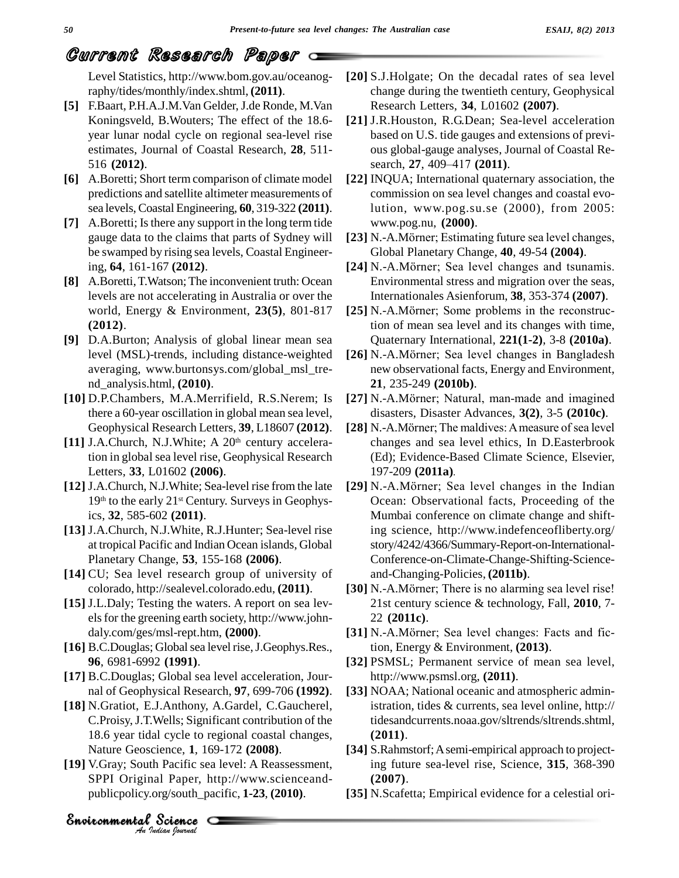Level Statistics, http://www.bom.gov.au/oceanography/tides/monthly/index.shtml, **(2011)**.

**[5]** F.Baart, P.H.A.J.M.Van Gelder, J.de Ronde, M.Van Koningsveld, B.Wouters; The effect of the 18.6-year lunar nodal cycle on regional sea-level rise estimates, Journal of Coastal Research, **28**, 511-516 **(2012)**.

**[6]** A.Boretti; Short term comparison of climate model predictions and satellite altimeter measurements of sea levels, Coastal Engineering, **60**, 319-322 **(2011)**.

**[7]** A.Boretti; Is there any support in the long term tide gauge data to the claims that parts of Sydney will be swamped by rising sea levels, Coastal Engineering, **64**, 161-167 **(2012)**.

**[8]** A.Boretti, T.Watson; The inconvenient truth: Ocean levels are not accelerating in Australia or over the world, Energy & Environment, **23(5)**, 801-817 **(2012)**.

**[9]** D.A.Burton; Analysis of global linear mean sea level (MSL)-trends, including distance-weighted averaging, www.burtonsys.com/global_msl_trend_analysis.html, **(2010)**.

**[10]** D.P.Chambers, M.A.Merrifield, R.S.Nerem; Is there a 60-year oscillation in global mean sea level, Geophysical Research Letters, **39**, L18607 **(2012)**.

**[11]** J.A.Church, N.J.White; A 20th century acceleration in global sea level rise, Geophysical Research Letters, **33**, L01602 **(2006)**.

**[12]** J.A.Church, N.J.White; Sea-level rise from the late 19th to the early 21st Century. Surveys in Geophysics, **32**, 585-602 **(2011)**.

**[13]** J.A.Church, N.J.White, R.J.Hunter; Sea-level rise at tropical Pacific and Indian Ocean islands, Global Planetary Change, **53**, 155-168 **(2006)**.

**[14]** CU; Sea level research group of university of colorado, http://sealevel.colorado.edu, **(2011)**.

**[15]** J.L.Daly; Testing the waters. A report on sea levels for the greening earth society, http://www.johndaly.com/ges/msl-rept.htm, **(2000)**.

**[16]** B.C.Douglas; Global sea level rise, J.Geophys.Res., **96**, 6981-6992 **(1991)**.

**[17]** B.C.Douglas; Global sea level acceleration, Journal of Geophysical Research, **97**, 699-706 **(1992)**.

**[18]** N.Gratiot, E.J.Anthony, A.Gardel, C.Gaucherel, C.Proisy, J.T.Wells; Significant contribution of the 18.6 year tidal cycle to regional coastal changes, Nature Geoscience, **1**, 169-172 **(2008)**.

**[19]** V.Gray; South Pacific sea level: A Reassessment, SPPI Original Paper, http://www.scienceandpublicpolicy.org/south_pacific, **1-23**, **(2010)**.

**[20]** S.J.Holgate; On the decadal rates of sea level change during the twentieth century, Geophysical Research Letters, **34**, L01602 **(2007)**.

**[21]** J.R.Houston, R.G.Dean; Sea-level acceleration based on U.S. tide gauges and extensions of previous global-gauge analyses, Journal of Coastal Research, **27**, 409–417 **(2011)**.

**[22]** INQUA; International quaternary association, the commission on sea level changes and coastal evolution, www.pog.su.se (2000), from 2005: www.pog.nu, **(2000)**.

**[23]** N.-A.Mörner; Estimating future sea level changes, Global Planetary Change, **40**, 49-54 **(2004)**.

**[24]** N.-A.Mörner; Sea level changes and tsunamis. Environmental stress and migration over the seas, Internationales Asienforum, **38**, 353-374 **(2007)**.

**[25]** N.-A.Mörner; Some problems in the reconstruction of mean sea level and its changes with time, Quaternary International, **221(1-2)**, 3-8 **(2010a)**.

**[26]** N.-A.Mörner; Sea level changes in Bangladesh new observational facts, Energy and Environment, **21**, 235-249 **(2010b)**.

**[27]** N.-A.Mörner; Natural, man-made and imagined disasters, Disaster Advances, **3(2)**, 3-5 **(2010c)**.

**[28]** N.-A.Mörner; The maldives: A measure of sea level changes and sea level ethics, In D.Easterbrook (Ed); Evidence-Based Climate Science, Elsevier, 197-209 **(2011a)**.

**[29]** N.-A.Mörner; Sea level changes in the Indian Ocean: Observational facts, Proceeding of the Mumbai conference on climate change and shifting science, http://www.indefenceofliberty.org/story/4242/4366/Summary-Report-on-International-Conference-on-Climate-Change-Shifting-Science-and-Changing-Policies, **(2011b)**.

**[30]** N.-A.Mörner; There is no alarming sea level rise! 21st century science & technology, Fall, **2010**, 7-22 **(2011c)**.

**[31]** N.-A.Mörner; Sea level changes: Facts and fiction, Energy & Environment, **(2013)**.

**[32]** PSMSL; Permanent service of mean sea level, http://www.psmsl.org, **(2011)**.

**[33]** NOAA; National oceanic and atmospheric administration, tides & currents, sea level online, http://tidesandcurrents.noaa.gov/sltrends/sltrends.shtml, **(2011)**.

**[34]** S.Rahmstorf; A semi-empirical approach to projecting future sea-level rise, Science, **315**, 368-390 **(2007)**.

**[35]** N.Scafetta; Empirical evidence for a celestial ori-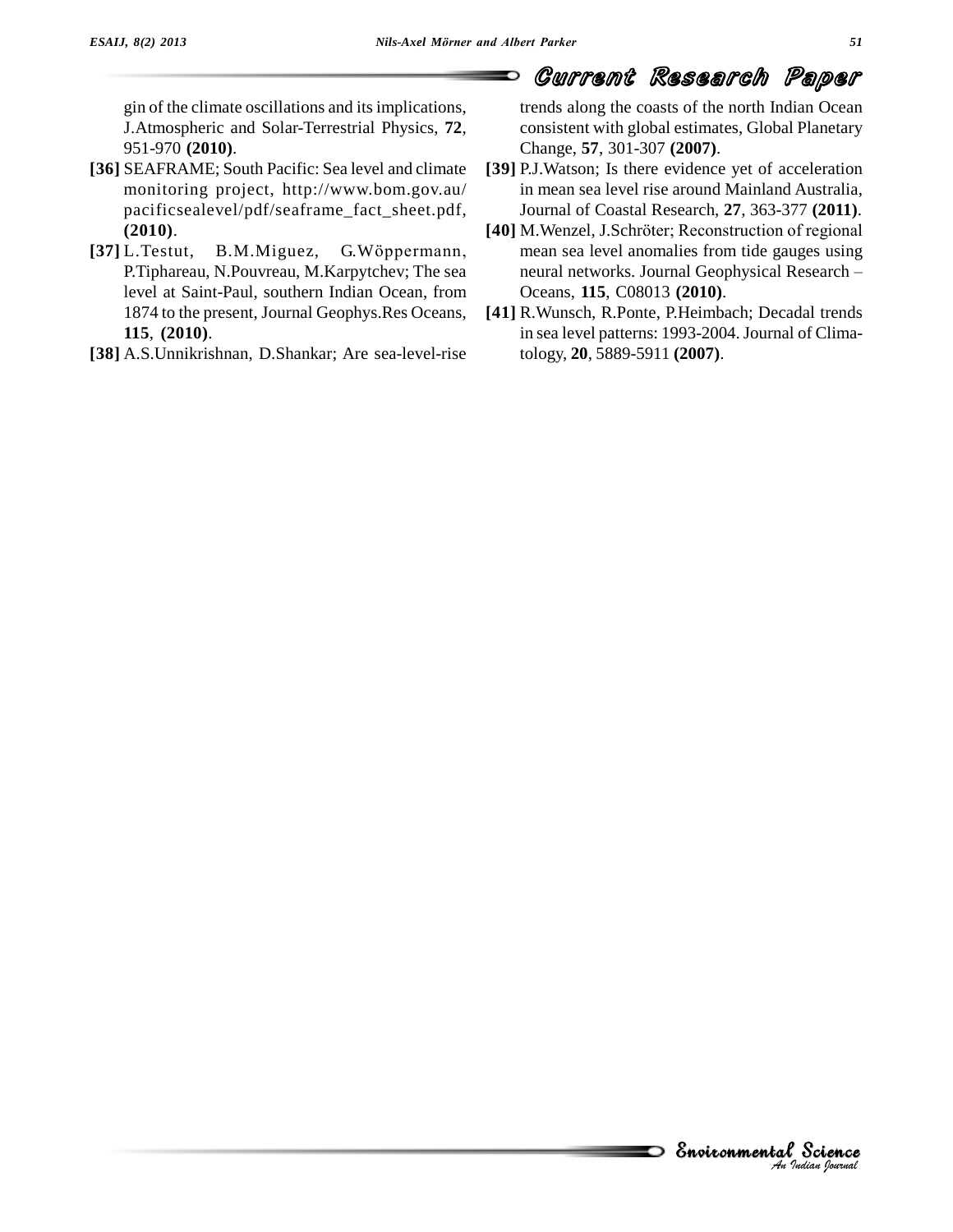gin of the climate oscillations and its implications, J.Atmospheric and Solar-Terrestrial Physics, **72**, 951-970 **(2010)**.

**[36]** SEAFRAME; South Pacific: Sea level and climate monitoring project, http://www.bom.gov.au/pacificsealevel/pdf/seaframe_fact_sheet.pdf, **(2010)**.

**[37]** L.Testut, B.M.Miguez, G.Wöppermann, P.Tiphareau, N.Pouvreau, M.Karpytchev; The sea level at Saint-Paul, southern Indian Ocean, from 1874 to the present, Journal Geophys.Res Oceans, **115**, **(2010)**.

**[38]** A.S.Unnikrishnan, D.Shankar; Are sea-level-rise trends along the coasts of the north Indian Ocean consistent with global estimates, Global Planetary Change, **57**, 301-307 **(2007)**.

**[39]** P.J.Watson; Is there evidence yet of acceleration in mean sea level rise around Mainland Australia, Journal of Coastal Research, **27**, 363-377 **(2011)**.

**[40]** M.Wenzel, J.Schröter; Reconstruction of regional mean sea level anomalies from tide gauges using neural networks. Journal Geophysical Research – Oceans, **115**, C08013 **(2010)**.

**[41]** R.Wunsch, R.Ponte, P.Heimbach; Decadal trends in sea level patterns: 1993-2004. Journal of Climatology, **20**, 5889-5911 **(2007)**.